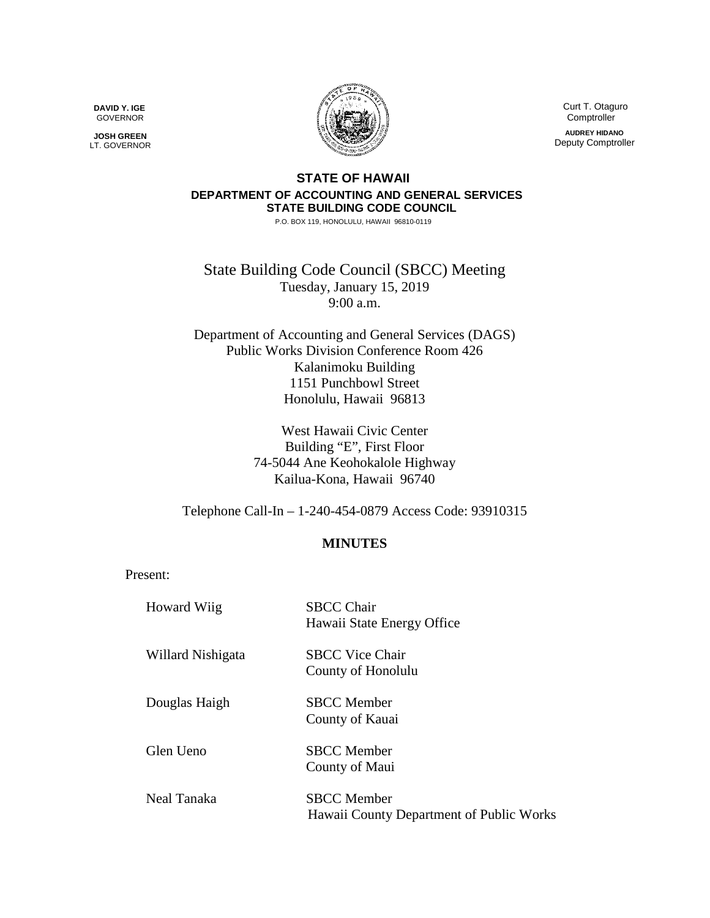**DAVID Y. IGE**
GOVERNOR

**JOSH GREEN**
LT. GOVERNOR

Curt T. Otaguro
Comptroller

**AUDREY HIDANO**
Deputy Comptroller

**STATE OF HAWAII**
**DEPARTMENT OF ACCOUNTING AND GENERAL SERVICES**
**STATE BUILDING CODE COUNCIL**
P.O. BOX 119, HONOLULU, HAWAII 96810-0119

# State Building Code Council (SBCC) Meeting

Tuesday, January 15, 2019
9:00 a.m.

Department of Accounting and General Services (DAGS)
Public Works Division Conference Room 426
Kalanimoku Building
1151 Punchbowl Street
Honolulu, Hawaii 96813

West Hawaii Civic Center
Building "E", First Floor
74-5044 Ane Keohokalole Highway
Kailua-Kona, Hawaii 96740

Telephone Call-In – 1-240-454-0879 Access Code: 93910315

## MINUTES

Present:

| | |
|---|---|
| Howard Wiig | SBCC Chair<br>Hawaii State Energy Office |
| Willard Nishigata | SBCC Vice Chair<br>County of Honolulu |
| Douglas Haigh | SBCC Member<br>County of Kauai |
| Glen Ueno | SBCC Member<br>County of Maui |
| Neal Tanaka | SBCC Member<br>Hawaii County Department of Public Works |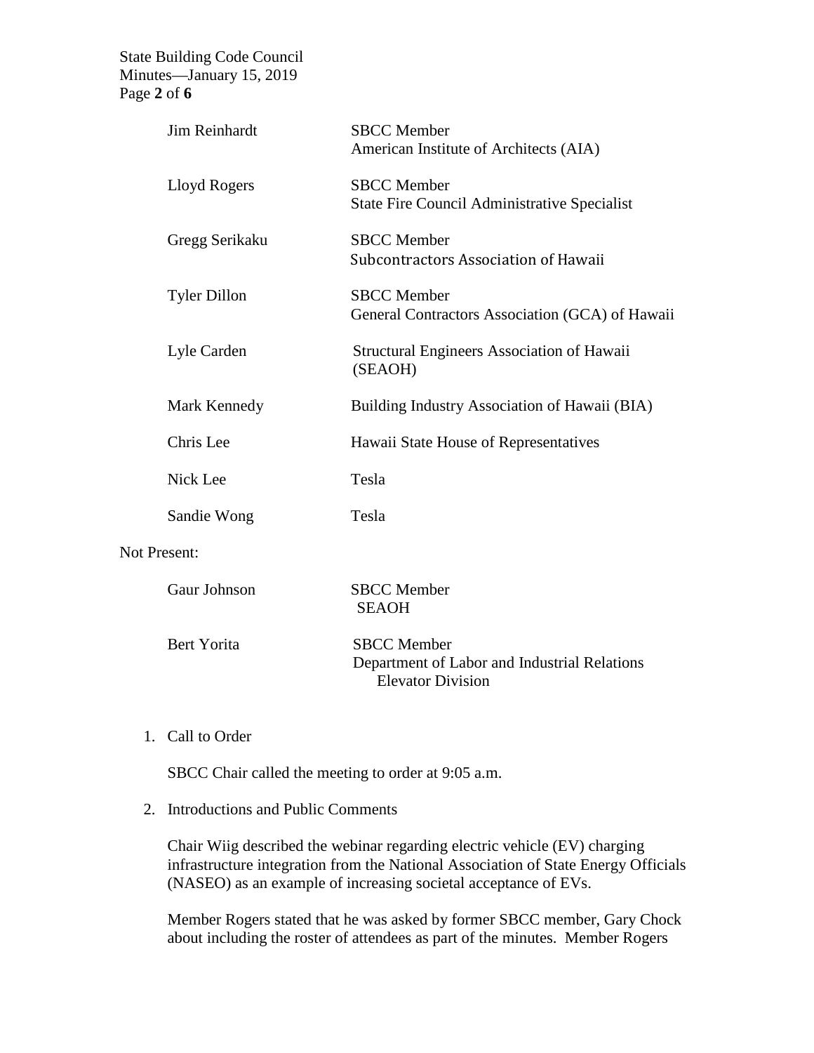| | |
|---|---|
| Jim Reinhardt | SBCC Member<br>American Institute of Architects (AIA) |
| Lloyd Rogers | SBCC Member<br>State Fire Council Administrative Specialist |
| Gregg Serikaku | SBCC Member<br>Subcontractors Association of Hawaii |
| Tyler Dillon | SBCC Member<br>General Contractors Association (GCA) of Hawaii |
| Lyle Carden | Structural Engineers Association of Hawaii (SEAOH) |
| Mark Kennedy | Building Industry Association of Hawaii (BIA) |
| Chris Lee | Hawaii State House of Representatives |
| Nick Lee | Tesla |
| Sandie Wong | Tesla |

Not Present:

| | |
|---|---|
| Gaur Johnson | SBCC Member<br>SEAOH |
| Bert Yorita | SBCC Member<br>Department of Labor and Industrial Relations<br>Elevator Division |

1. Call to Order

   SBCC Chair called the meeting to order at 9:05 a.m.

2. Introductions and Public Comments

   Chair Wiig described the webinar regarding electric vehicle (EV) charging infrastructure integration from the National Association of State Energy Officials (NASEO) as an example of increasing societal acceptance of EVs.

   Member Rogers stated that he was asked by former SBCC member, Gary Chock about including the roster of attendees as part of the minutes. Member Rogers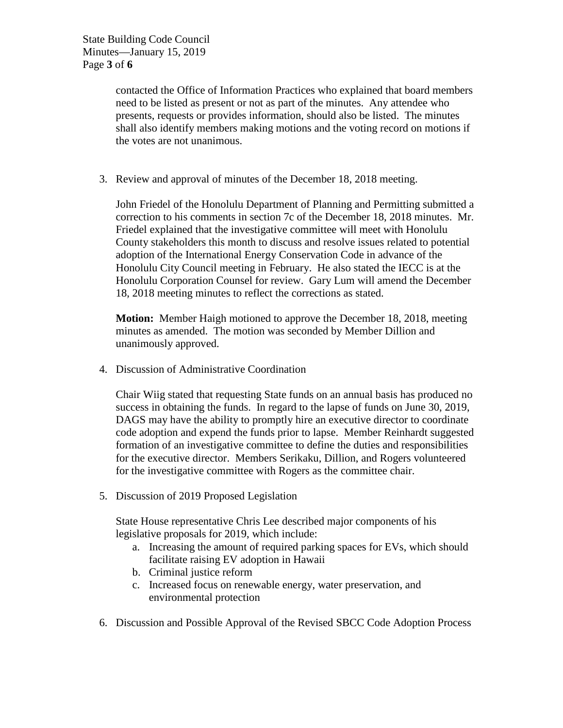contacted the Office of Information Practices who explained that board members need to be listed as present or not as part of the minutes. Any attendee who presents, requests or provides information, should also be listed. The minutes shall also identify members making motions and the voting record on motions if the votes are not unanimous.

3. Review and approval of minutes of the December 18, 2018 meeting.

   John Friedel of the Honolulu Department of Planning and Permitting submitted a correction to his comments in section 7c of the December 18, 2018 minutes. Mr. Friedel explained that the investigative committee will meet with Honolulu County stakeholders this month to discuss and resolve issues related to potential adoption of the International Energy Conservation Code in advance of the Honolulu City Council meeting in February. He also stated the IECC is at the Honolulu Corporation Counsel for review. Gary Lum will amend the December 18, 2018 meeting minutes to reflect the corrections as stated.

   **Motion:** Member Haigh motioned to approve the December 18, 2018, meeting minutes as amended. The motion was seconded by Member Dillion and unanimously approved.

4. Discussion of Administrative Coordination

   Chair Wiig stated that requesting State funds on an annual basis has produced no success in obtaining the funds. In regard to the lapse of funds on June 30, 2019, DAGS may have the ability to promptly hire an executive director to coordinate code adoption and expend the funds prior to lapse. Member Reinhardt suggested formation of an investigative committee to define the duties and responsibilities for the executive director. Members Serikaku, Dillion, and Rogers volunteered for the investigative committee with Rogers as the committee chair.

5. Discussion of 2019 Proposed Legislation

   State House representative Chris Lee described major components of his legislative proposals for 2019, which include:
   a. Increasing the amount of required parking spaces for EVs, which should facilitate raising EV adoption in Hawaii
   b. Criminal justice reform
   c. Increased focus on renewable energy, water preservation, and environmental protection

6. Discussion and Possible Approval of the Revised SBCC Code Adoption Process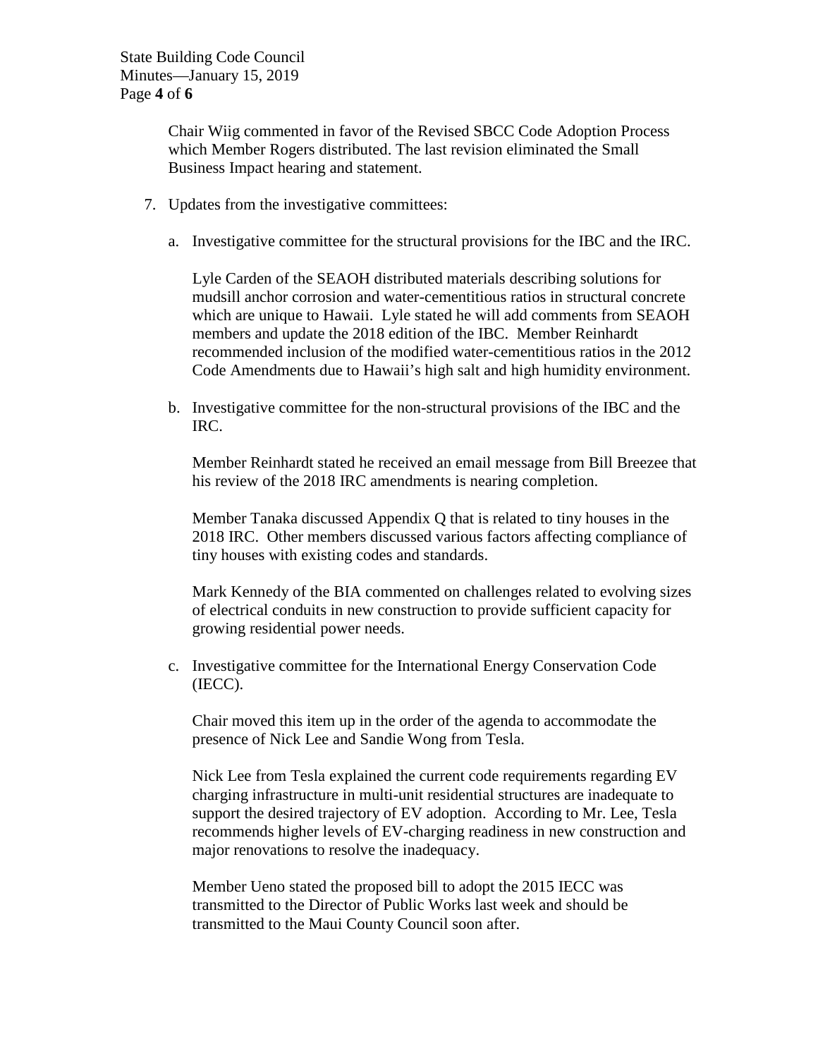Chair Wiig commented in favor of the Revised SBCC Code Adoption Process which Member Rogers distributed. The last revision eliminated the Small Business Impact hearing and statement.

7. Updates from the investigative committees:

   a. Investigative committee for the structural provisions for the IBC and the IRC.

      Lyle Carden of the SEAOH distributed materials describing solutions for mudsill anchor corrosion and water-cementitious ratios in structural concrete which are unique to Hawaii. Lyle stated he will add comments from SEAOH members and update the 2018 edition of the IBC. Member Reinhardt recommended inclusion of the modified water-cementitious ratios in the 2012 Code Amendments due to Hawaii's high salt and high humidity environment.

   b. Investigative committee for the non-structural provisions of the IBC and the IRC.

      Member Reinhardt stated he received an email message from Bill Breezee that his review of the 2018 IRC amendments is nearing completion.

      Member Tanaka discussed Appendix Q that is related to tiny houses in the 2018 IRC. Other members discussed various factors affecting compliance of tiny houses with existing codes and standards.

      Mark Kennedy of the BIA commented on challenges related to evolving sizes of electrical conduits in new construction to provide sufficient capacity for growing residential power needs.

   c. Investigative committee for the International Energy Conservation Code (IECC).

      Chair moved this item up in the order of the agenda to accommodate the presence of Nick Lee and Sandie Wong from Tesla.

      Nick Lee from Tesla explained the current code requirements regarding EV charging infrastructure in multi-unit residential structures are inadequate to support the desired trajectory of EV adoption. According to Mr. Lee, Tesla recommends higher levels of EV-charging readiness in new construction and major renovations to resolve the inadequacy.

      Member Ueno stated the proposed bill to adopt the 2015 IECC was transmitted to the Director of Public Works last week and should be transmitted to the Maui County Council soon after.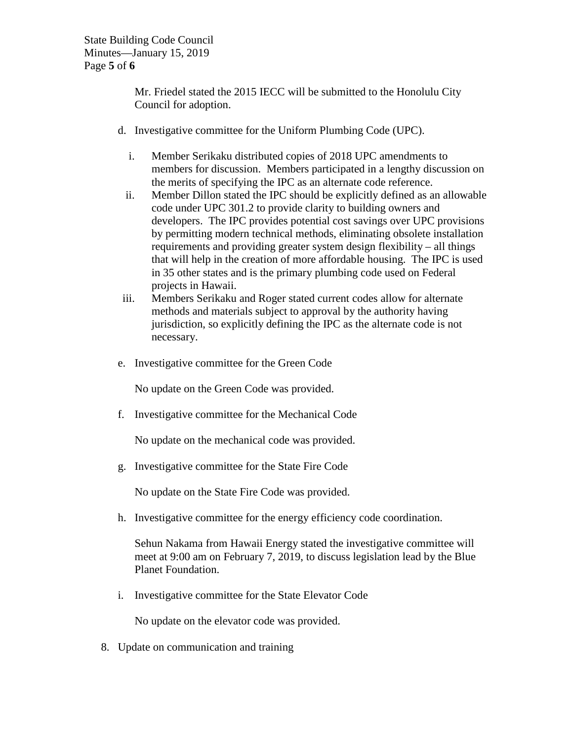Mr. Friedel stated the 2015 IECC will be submitted to the Honolulu City Council for adoption.

d. Investigative committee for the Uniform Plumbing Code (UPC).

   i. Member Serikaku distributed copies of 2018 UPC amendments to members for discussion. Members participated in a lengthy discussion on the merits of specifying the IPC as an alternate code reference.
   ii. Member Dillon stated the IPC should be explicitly defined as an allowable code under UPC 301.2 to provide clarity to building owners and developers. The IPC provides potential cost savings over UPC provisions by permitting modern technical methods, eliminating obsolete installation requirements and providing greater system design flexibility – all things that will help in the creation of more affordable housing. The IPC is used in 35 other states and is the primary plumbing code used on Federal projects in Hawaii.
   iii. Members Serikaku and Roger stated current codes allow for alternate methods and materials subject to approval by the authority having jurisdiction, so explicitly defining the IPC as the alternate code is not necessary.

e. Investigative committee for the Green Code

   No update on the Green Code was provided.

f. Investigative committee for the Mechanical Code

   No update on the mechanical code was provided.

g. Investigative committee for the State Fire Code

   No update on the State Fire Code was provided.

h. Investigative committee for the energy efficiency code coordination.

   Sehun Nakama from Hawaii Energy stated the investigative committee will meet at 9:00 am on February 7, 2019, to discuss legislation lead by the Blue Planet Foundation.

i. Investigative committee for the State Elevator Code

   No update on the elevator code was provided.

8. Update on communication and training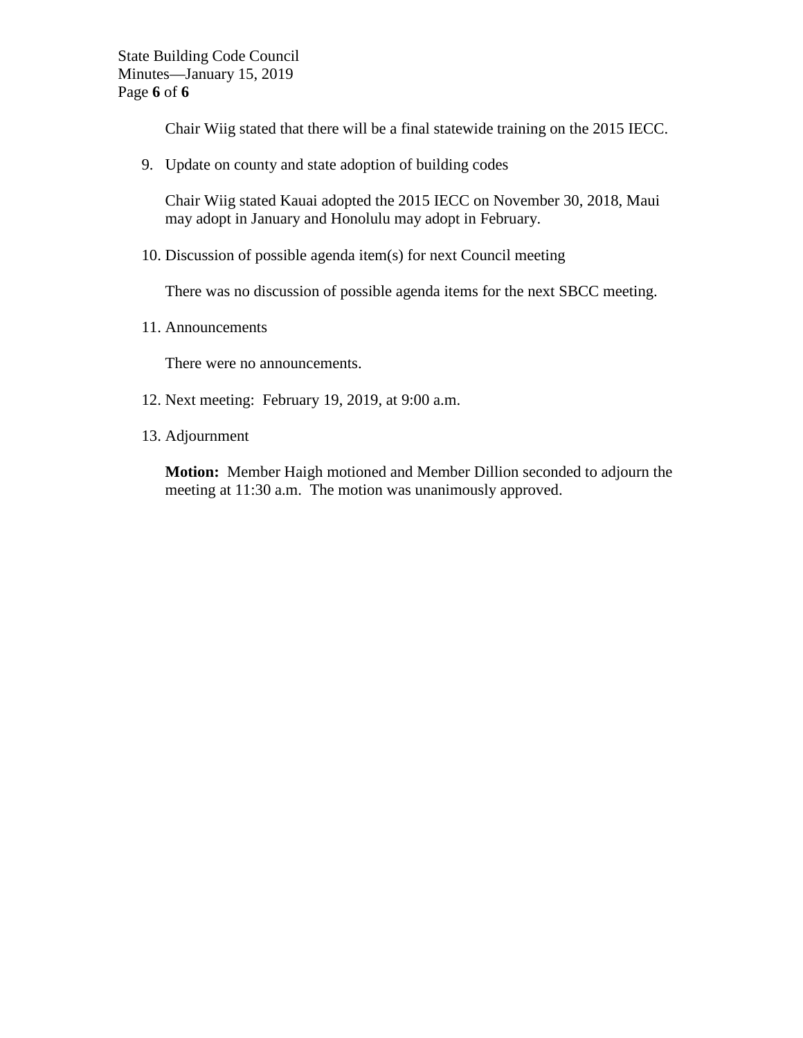Chair Wiig stated that there will be a final statewide training on the 2015 IECC.

9. Update on county and state adoption of building codes

   Chair Wiig stated Kauai adopted the 2015 IECC on November 30, 2018, Maui may adopt in January and Honolulu may adopt in February.

10. Discussion of possible agenda item(s) for next Council meeting

    There was no discussion of possible agenda items for the next SBCC meeting.

11. Announcements

    There were no announcements.

12. Next meeting: February 19, 2019, at 9:00 a.m.

13. Adjournment

    **Motion:** Member Haigh motioned and Member Dillion seconded to adjourn the meeting at 11:30 a.m. The motion was unanimously approved.